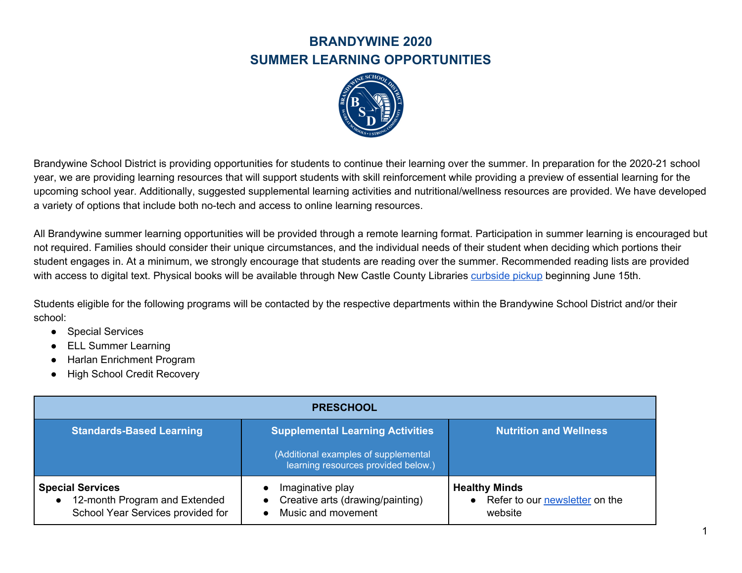# BRANDYWINE 2020
# SUMMER LEARNING OPPORTUNITIES

Brandywine School District is providing opportunities for students to continue their learning over the summer. In preparation for the 2020-21 school year, we are providing learning resources that will support students with skill reinforcement while providing a preview of essential learning for the upcoming school year. Additionally, suggested supplemental learning activities and nutritional/wellness resources are provided. We have developed a variety of options that include both no-tech and access to online learning resources.

All Brandywine summer learning opportunities will be provided through a remote learning format. Participation in summer learning is encouraged but not required. Families should consider their unique circumstances, and the individual needs of their student when deciding which portions their student engages in. At a minimum, we strongly encourage that students are reading over the summer. Recommended reading lists are provided with access to digital text. Physical books will be available through New Castle County Libraries curbside pickup beginning June 15th.

Students eligible for the following programs will be contacted by the respective departments within the Brandywine School District and/or their school:

- Special Services
- ELL Summer Learning
- Harlan Enrichment Program
- High School Credit Recovery

| PRESCHOOL | | |
|---|---|---|
| **Standards-Based Learning** | **Supplemental Learning Activities** (Additional examples of supplemental learning resources provided below.) | **Nutrition and Wellness** |
| **Special Services**<br>● 12-month Program and Extended School Year Services provided for | ● Imaginative play<br>● Creative arts (drawing/painting)<br>● Music and movement | **Healthy Minds**<br>● Refer to our newsletter on the website |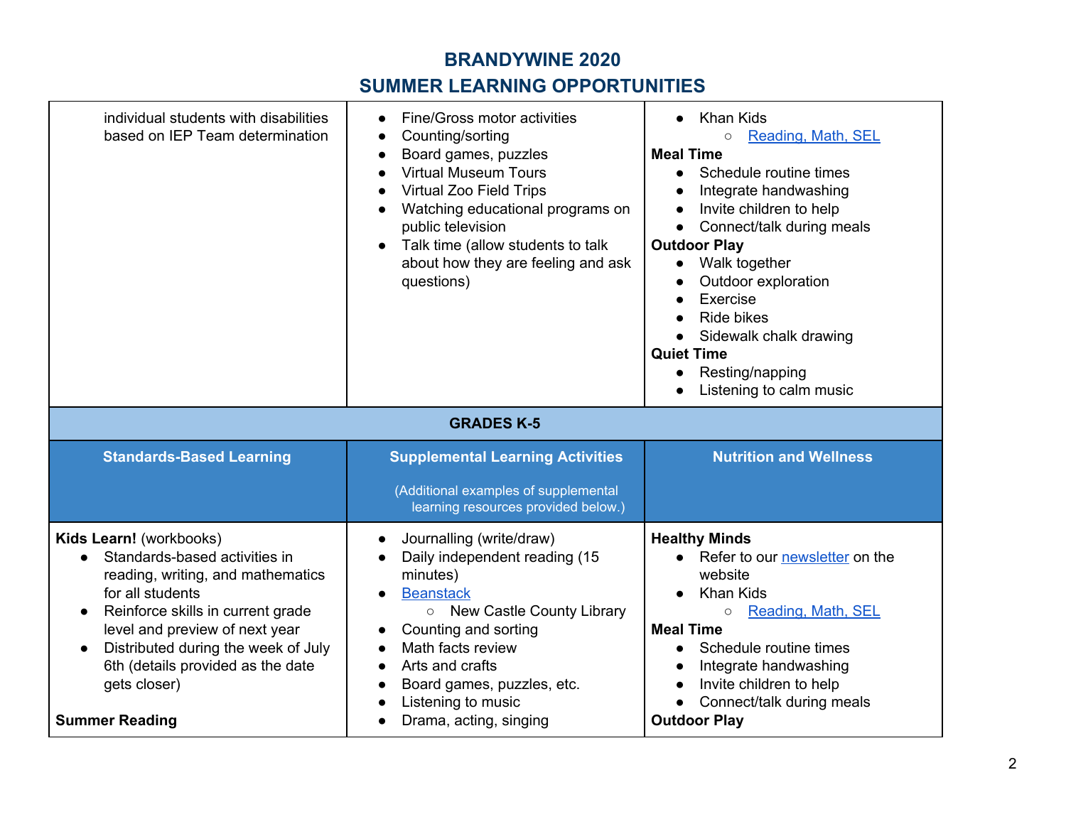# BRANDYWINE 2020
## SUMMER LEARNING OPPORTUNITIES

| | | |
|---|---|---|
| individual students with disabilities based on IEP Team determination | • Fine/Gross motor activities<br>• Counting/sorting<br>• Board games, puzzles<br>• Virtual Museum Tours<br>• Virtual Zoo Field Trips<br>• Watching educational programs on public television<br>• Talk time (allow students to talk about how they are feeling and ask questions) | • Khan Kids<br>  ○ Reading, Math, SEL<br>**Meal Time**<br>• Schedule routine times<br>• Integrate handwashing<br>• Invite children to help<br>• Connect/talk during meals<br>**Outdoor Play**<br>• Walk together<br>• Outdoor exploration<br>• Exercise<br>• Ride bikes<br>• Sidewalk chalk drawing<br>**Quiet Time**<br>• Resting/napping<br>• Listening to calm music |
| **GRADES K-5** | | |
| **Standards-Based Learning** | **Supplemental Learning Activities**<br>(Additional examples of supplemental learning resources provided below.) | **Nutrition and Wellness** |
| **Kids Learn!** (workbooks)<br>• Standards-based activities in reading, writing, and mathematics for all students<br>• Reinforce skills in current grade level and preview of next year<br>• Distributed during the week of July 6th (details provided as the date gets closer)<br><br>**Summer Reading** | • Journalling (write/draw)<br>• Daily independent reading (15 minutes)<br>• Beanstack<br>  ○ New Castle County Library<br>• Counting and sorting<br>• Math facts review<br>• Arts and crafts<br>• Board games, puzzles, etc.<br>• Listening to music<br>• Drama, acting, singing | **Healthy Minds**<br>• Refer to our newsletter on the website<br>• Khan Kids<br>  ○ Reading, Math, SEL<br>**Meal Time**<br>• Schedule routine times<br>• Integrate handwashing<br>• Invite children to help<br>• Connect/talk during meals<br>**Outdoor Play** |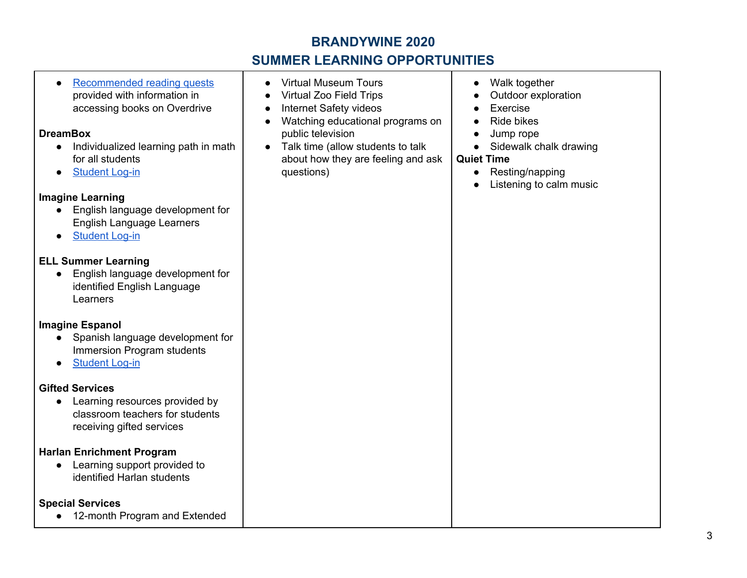# BRANDYWINE 2020
## SUMMER LEARNING OPPORTUNITIES

| | | |
|---|---|---|
| • Recommended reading quests provided with information in accessing books on Overdrive<br><br>**DreamBox**<br>• Individualized learning path in math for all students<br>• Student Log-in<br><br>**Imagine Learning**<br>• English language development for English Language Learners<br>• Student Log-in<br><br>**ELL Summer Learning**<br>• English language development for identified English Language Learners<br><br>**Imagine Espanol**<br>• Spanish language development for Immersion Program students<br>• Student Log-in<br><br>**Gifted Services**<br>• Learning resources provided by classroom teachers for students receiving gifted services<br><br>**Harlan Enrichment Program**<br>• Learning support provided to identified Harlan students<br><br>**Special Services**<br>• 12-month Program and Extended | • Virtual Museum Tours<br>• Virtual Zoo Field Trips<br>• Internet Safety videos<br>• Watching educational programs on public television<br>• Talk time (allow students to talk about how they are feeling and ask questions) | • Walk together<br>• Outdoor exploration<br>• Exercise<br>• Ride bikes<br>• Jump rope<br>• Sidewalk chalk drawing<br>**Quiet Time**<br>• Resting/napping<br>• Listening to calm music |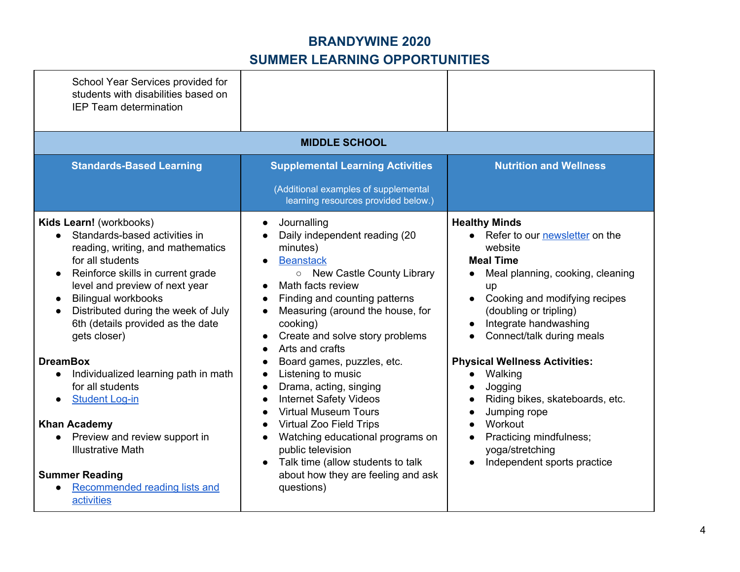# BRANDYWINE 2020
# SUMMER LEARNING OPPORTUNITIES

| School Year Services provided for students with disabilities based on IEP Team determination | | |
|---|---|---|
| **MIDDLE SCHOOL** | | |
| **Standards-Based Learning** | **Supplemental Learning Activities** (Additional examples of supplemental learning resources provided below.) | **Nutrition and Wellness** |
| **Kids Learn!** (workbooks)<br>● Standards-based activities in reading, writing, and mathematics for all students<br>● Reinforce skills in current grade level and preview of next year<br>● Bilingual workbooks<br>● Distributed during the week of July 6th (details provided as the date gets closer)<br><br>**DreamBox**<br>● Individualized learning path in math for all students<br>● Student Log-in<br><br>**Khan Academy**<br>● Preview and review support in Illustrative Math<br><br>**Summer Reading**<br>● Recommended reading lists and activities | ● Journalling<br>● Daily independent reading (20 minutes)<br>● Beanstack<br>○ New Castle County Library<br>● Math facts review<br>● Finding and counting patterns<br>● Measuring (around the house, for cooking)<br>● Create and solve story problems<br>● Arts and crafts<br>● Board games, puzzles, etc.<br>● Listening to music<br>● Drama, acting, singing<br>● Internet Safety Videos<br>● Virtual Museum Tours<br>● Virtual Zoo Field Trips<br>● Watching educational programs on public television<br>● Talk time (allow students to talk about how they are feeling and ask questions) | **Healthy Minds**<br>● Refer to our newsletter on the website<br>**Meal Time**<br>● Meal planning, cooking, cleaning up<br>● Cooking and modifying recipes (doubling or tripling)<br>● Integrate handwashing<br>● Connect/talk during meals<br><br>**Physical Wellness Activities:**<br>● Walking<br>● Jogging<br>● Riding bikes, skateboards, etc.<br>● Jumping rope<br>● Workout<br>● Practicing mindfulness; yoga/stretching<br>● Independent sports practice |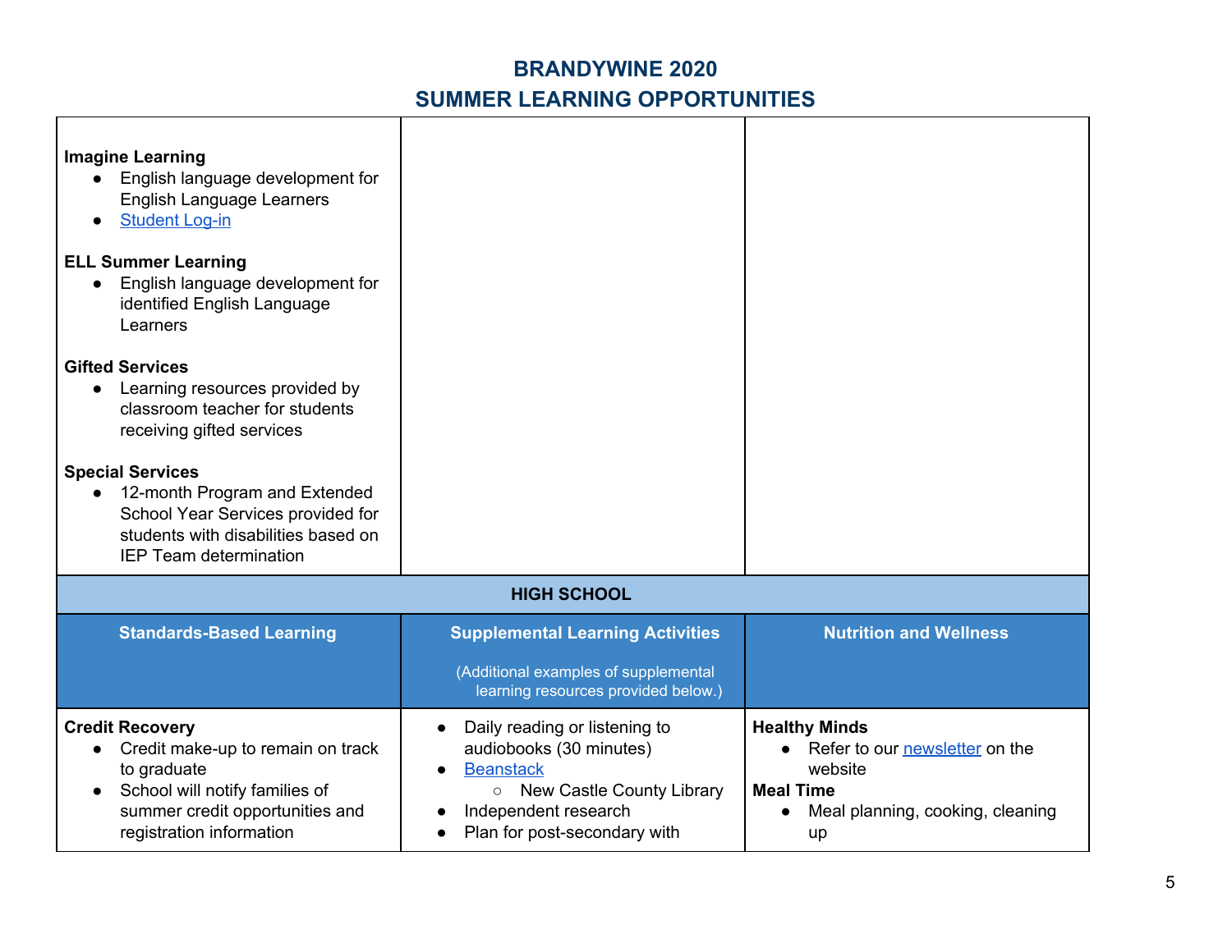# BRANDYWINE 2020
## SUMMER LEARNING OPPORTUNITIES

| | | |
|---|---|---|
| **Imagine Learning**<br>• English language development for English Language Learners<br>• Student Log-in<br><br>**ELL Summer Learning**<br>• English language development for identified English Language Learners<br><br>**Gifted Services**<br>• Learning resources provided by classroom teacher for students receiving gifted services<br><br>**Special Services**<br>• 12-month Program and Extended School Year Services provided for students with disabilities based on IEP Team determination | | |
| **HIGH SCHOOL** | | |
| **Standards-Based Learning** | **Supplemental Learning Activities**<br><br>(Additional examples of supplemental learning resources provided below.) | **Nutrition and Wellness** |
| **Credit Recovery**<br>• Credit make-up to remain on track to graduate<br>• School will notify families of summer credit opportunities and registration information | • Daily reading or listening to audiobooks (30 minutes)<br>• Beanstack<br>  ○ New Castle County Library<br>• Independent research<br>• Plan for post-secondary with | **Healthy Minds**<br>• Refer to our newsletter on the website<br>**Meal Time**<br>• Meal planning, cooking, cleaning up |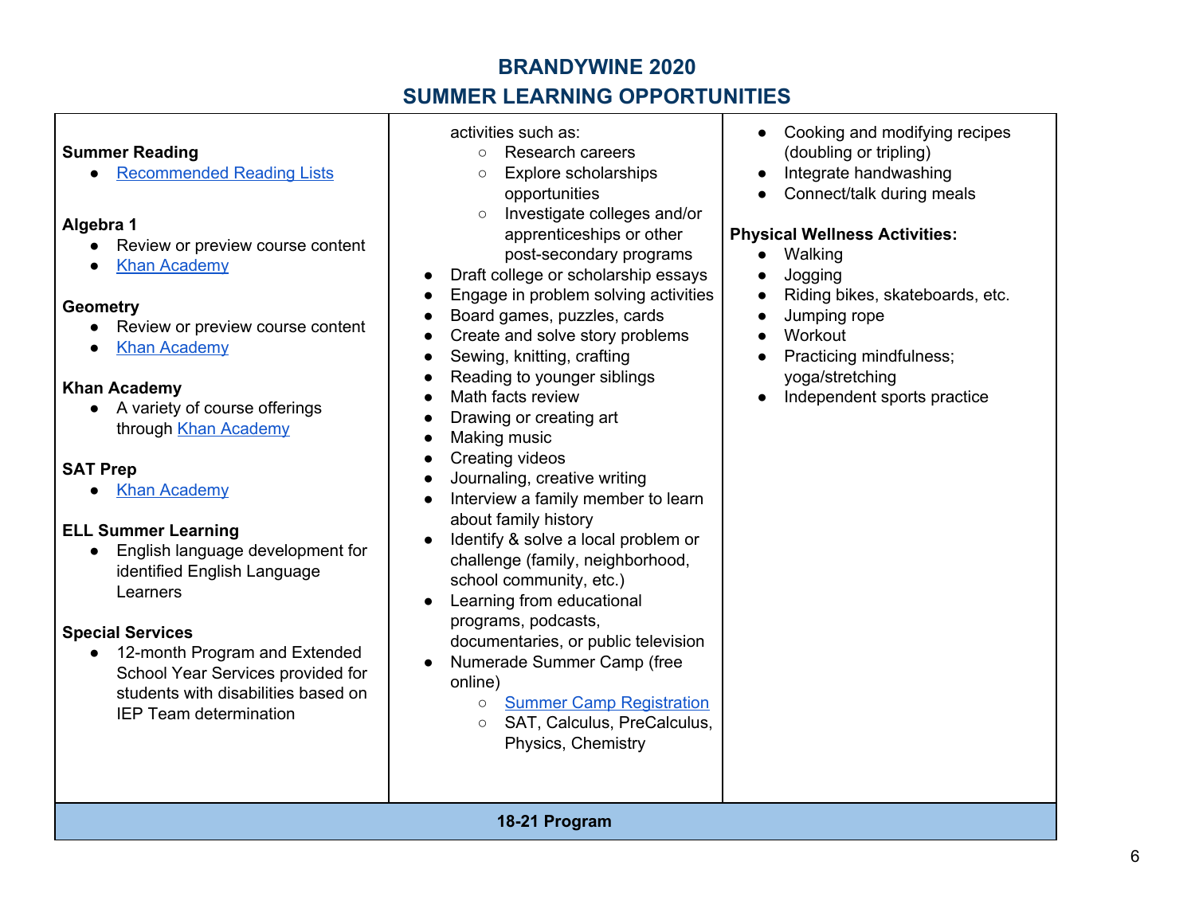# BRANDYWINE 2020
## SUMMER LEARNING OPPORTUNITIES

**Summer Reading**
- Recommended Reading Lists

**Algebra 1**
- Review or preview course content
- Khan Academy

**Geometry**
- Review or preview course content
- Khan Academy

**Khan Academy**
- A variety of course offerings through Khan Academy

**SAT Prep**
- Khan Academy

**ELL Summer Learning**
- English language development for identified English Language Learners

**Special Services**
- 12-month Program and Extended School Year Services provided for students with disabilities based on IEP Team determination

activities such as:
  - Research careers
  - Explore scholarships opportunities
  - Investigate colleges and/or apprenticeships or other post-secondary programs
- Draft college or scholarship essays
- Engage in problem solving activities
- Board games, puzzles, cards
- Create and solve story problems
- Sewing, knitting, crafting
- Reading to younger siblings
- Math facts review
- Drawing or creating art
- Making music
- Creating videos
- Journaling, creative writing
- Interview a family member to learn about family history
- Identify & solve a local problem or challenge (family, neighborhood, school community, etc.)
- Learning from educational programs, podcasts, documentaries, or public television
- Numerade Summer Camp (free online)
  - Summer Camp Registration
  - SAT, Calculus, PreCalculus, Physics, Chemistry

- Cooking and modifying recipes (doubling or tripling)
- Integrate handwashing
- Connect/talk during meals

**Physical Wellness Activities:**
- Walking
- Jogging
- Riding bikes, skateboards, etc.
- Jumping rope
- Workout
- Practicing mindfulness; yoga/stretching
- Independent sports practice

**18-21 Program**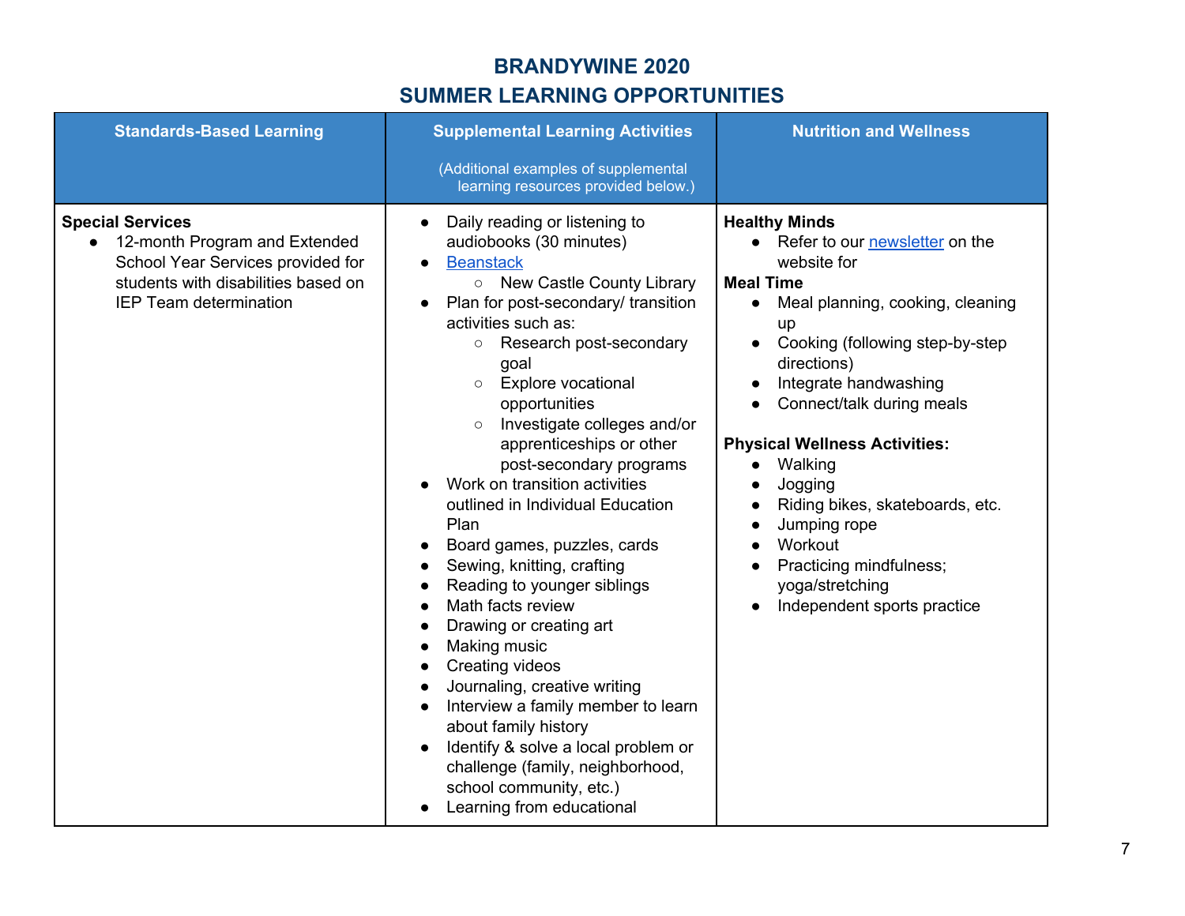# BRANDYWINE 2020
# SUMMER LEARNING OPPORTUNITIES

| Standards-Based Learning | Supplemental Learning Activities (Additional examples of supplemental learning resources provided below.) | Nutrition and Wellness |
|---|---|---|
| **Special Services**<br>● 12-month Program and Extended School Year Services provided for students with disabilities based on IEP Team determination | ● Daily reading or listening to audiobooks (30 minutes)<br>● Beanstack<br>○ New Castle County Library<br>● Plan for post-secondary/ transition activities such as:<br>○ Research post-secondary goal<br>○ Explore vocational opportunities<br>○ Investigate colleges and/or apprenticeships or other post-secondary programs<br>● Work on transition activities outlined in Individual Education Plan<br>● Board games, puzzles, cards<br>● Sewing, knitting, crafting<br>● Reading to younger siblings<br>● Math facts review<br>● Drawing or creating art<br>● Making music<br>● Creating videos<br>● Journaling, creative writing<br>● Interview a family member to learn about family history<br>● Identify & solve a local problem or challenge (family, neighborhood, school community, etc.)<br>● Learning from educational | **Healthy Minds**<br>● Refer to our newsletter on the website for<br>**Meal Time**<br>● Meal planning, cooking, cleaning up<br>● Cooking (following step-by-step directions)<br>● Integrate handwashing<br>● Connect/talk during meals<br><br>**Physical Wellness Activities:**<br>● Walking<br>● Jogging<br>● Riding bikes, skateboards, etc.<br>● Jumping rope<br>● Workout<br>● Practicing mindfulness; yoga/stretching<br>● Independent sports practice |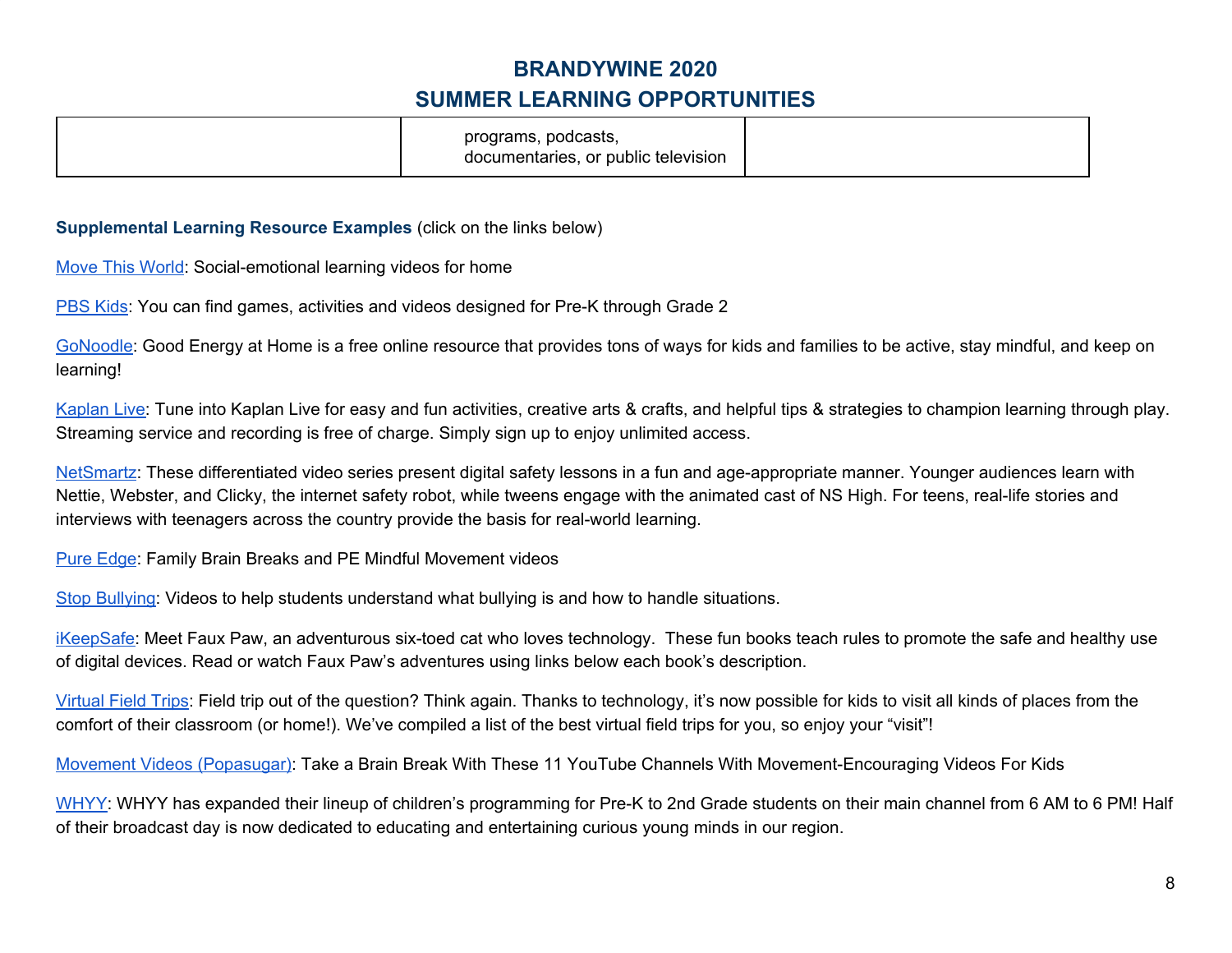# BRANDYWINE 2020
## SUMMER LEARNING OPPORTUNITIES

| | | |
|---|---|---|
| | programs, podcasts, documentaries, or public television | |

**Supplemental Learning Resource Examples** (click on the links below)

Move This World: Social-emotional learning videos for home

PBS Kids: You can find games, activities and videos designed for Pre-K through Grade 2

GoNoodle: Good Energy at Home is a free online resource that provides tons of ways for kids and families to be active, stay mindful, and keep on learning!

Kaplan Live: Tune into Kaplan Live for easy and fun activities, creative arts & crafts, and helpful tips & strategies to champion learning through play. Streaming service and recording is free of charge. Simply sign up to enjoy unlimited access.

NetSmartz: These differentiated video series present digital safety lessons in a fun and age-appropriate manner. Younger audiences learn with Nettie, Webster, and Clicky, the internet safety robot, while tweens engage with the animated cast of NS High. For teens, real-life stories and interviews with teenagers across the country provide the basis for real-world learning.

Pure Edge: Family Brain Breaks and PE Mindful Movement videos

Stop Bullying: Videos to help students understand what bullying is and how to handle situations.

iKeepSafe: Meet Faux Paw, an adventurous six-toed cat who loves technology. These fun books teach rules to promote the safe and healthy use of digital devices. Read or watch Faux Paw's adventures using links below each book's description.

Virtual Field Trips: Field trip out of the question? Think again. Thanks to technology, it's now possible for kids to visit all kinds of places from the comfort of their classroom (or home!). We've compiled a list of the best virtual field trips for you, so enjoy your "visit"!

Movement Videos (Popasugar): Take a Brain Break With These 11 YouTube Channels With Movement-Encouraging Videos For Kids

WHYY: WHYY has expanded their lineup of children's programming for Pre-K to 2nd Grade students on their main channel from 6 AM to 6 PM! Half of their broadcast day is now dedicated to educating and entertaining curious young minds in our region.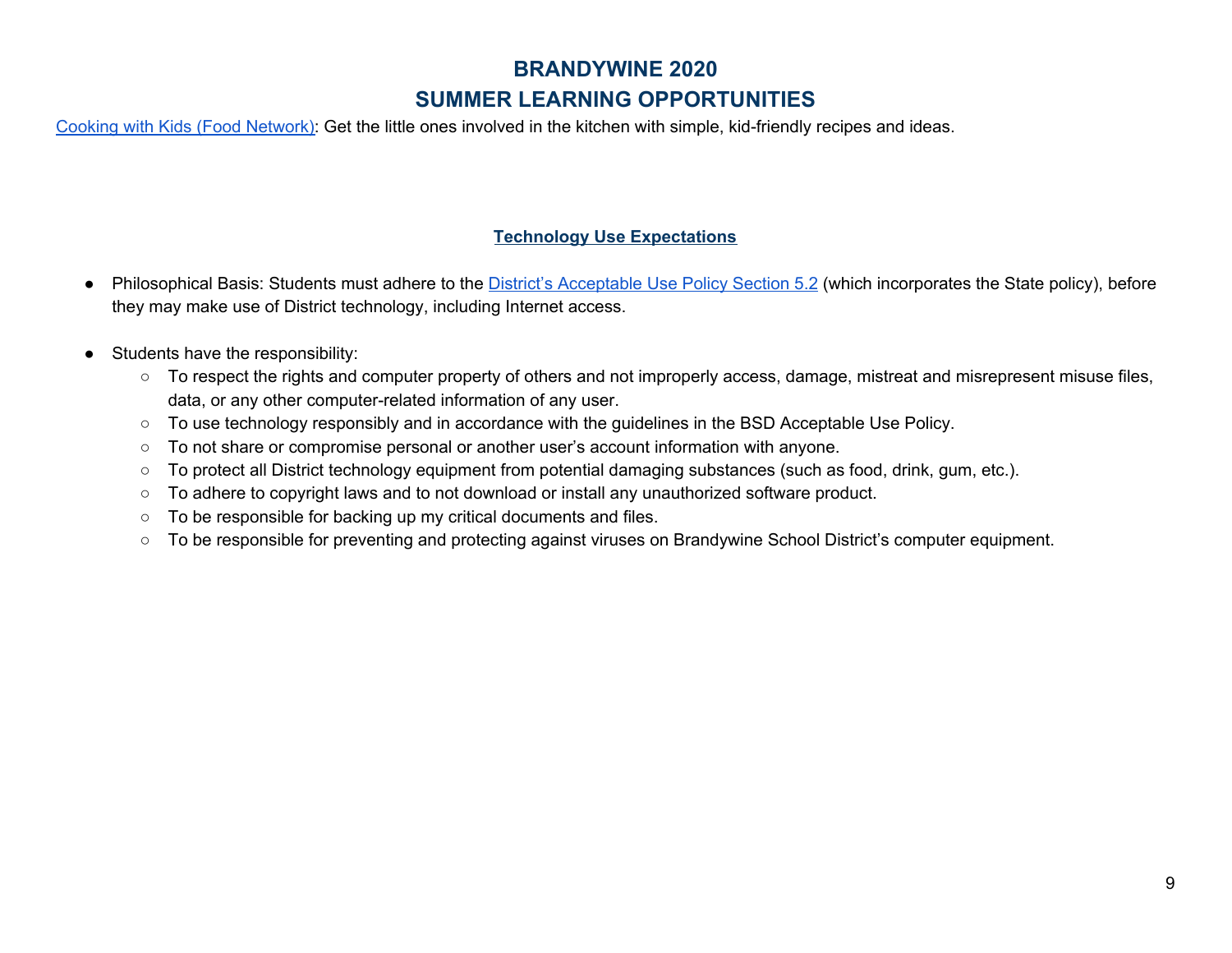# BRANDYWINE 2020
## SUMMER LEARNING OPPORTUNITIES

Cooking with Kids (Food Network): Get the little ones involved in the kitchen with simple, kid-friendly recipes and ideas.

### Technology Use Expectations

- Philosophical Basis: Students must adhere to the District's Acceptable Use Policy Section 5.2 (which incorporates the State policy), before they may make use of District technology, including Internet access.

- Students have the responsibility:
  - To respect the rights and computer property of others and not improperly access, damage, mistreat and misrepresent misuse files, data, or any other computer-related information of any user.
  - To use technology responsibly and in accordance with the guidelines in the BSD Acceptable Use Policy.
  - To not share or compromise personal or another user's account information with anyone.
  - To protect all District technology equipment from potential damaging substances (such as food, drink, gum, etc.).
  - To adhere to copyright laws and to not download or install any unauthorized software product.
  - To be responsible for backing up my critical documents and files.
  - To be responsible for preventing and protecting against viruses on Brandywine School District's computer equipment.